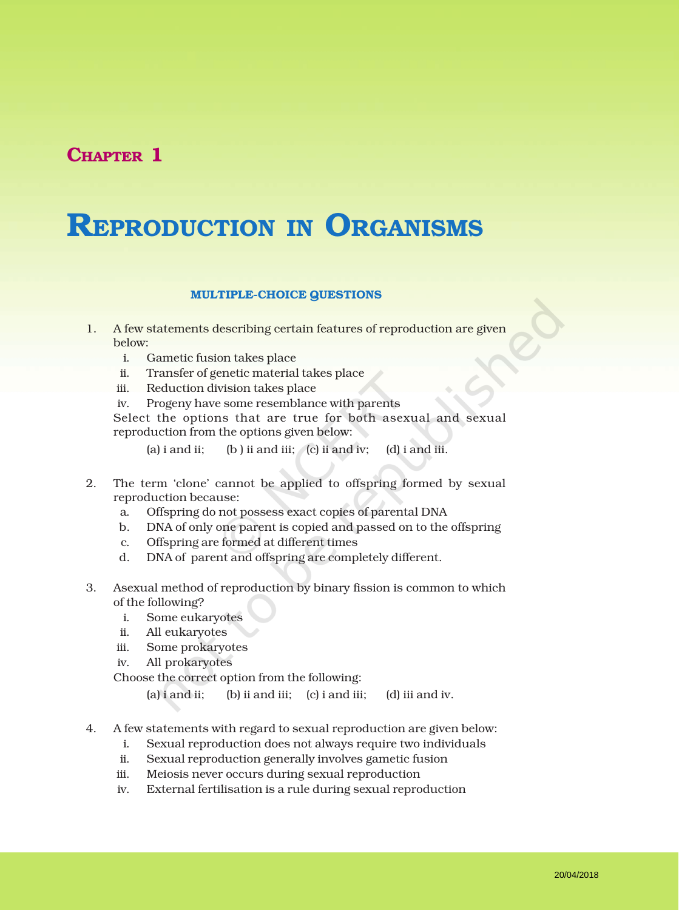# Chapter 1

# Reproduction in Organisms

## MULTIPLE-CHOICE QUESTIONS

1. A few statements describing certain features of reproduction are given below:
   i. Gametic fusion takes place
   ii. Transfer of genetic material takes place
   iii. Reduction division takes place
   iv. Progeny have some resemblance with parents

   Select the options that are true for both asexual and sexual reproduction from the options given below:

   (a) i and ii; (b ) ii and iii; (c) ii and iv; (d) i and iii.

2. The term 'clone' cannot be applied to offspring formed by sexual reproduction because:
   a. Offspring do not possess exact copies of parental DNA
   b. DNA of only one parent is copied and passed on to the offspring
   c. Offspring are formed at different times
   d. DNA of parent and offspring are completely different.

3. Asexual method of reproduction by binary fission is common to which of the following?
   i. Some eukaryotes
   ii. All eukaryotes
   iii. Some prokaryotes
   iv. All prokaryotes

   Choose the correct option from the following:

   (a) i and ii; (b) ii and iii; (c) i and iii; (d) iii and iv.

4. A few statements with regard to sexual reproduction are given below:
   i. Sexual reproduction does not always require two individuals
   ii. Sexual reproduction generally involves gametic fusion
   iii. Meiosis never occurs during sexual reproduction
   iv. External fertilisation is a rule during sexual reproduction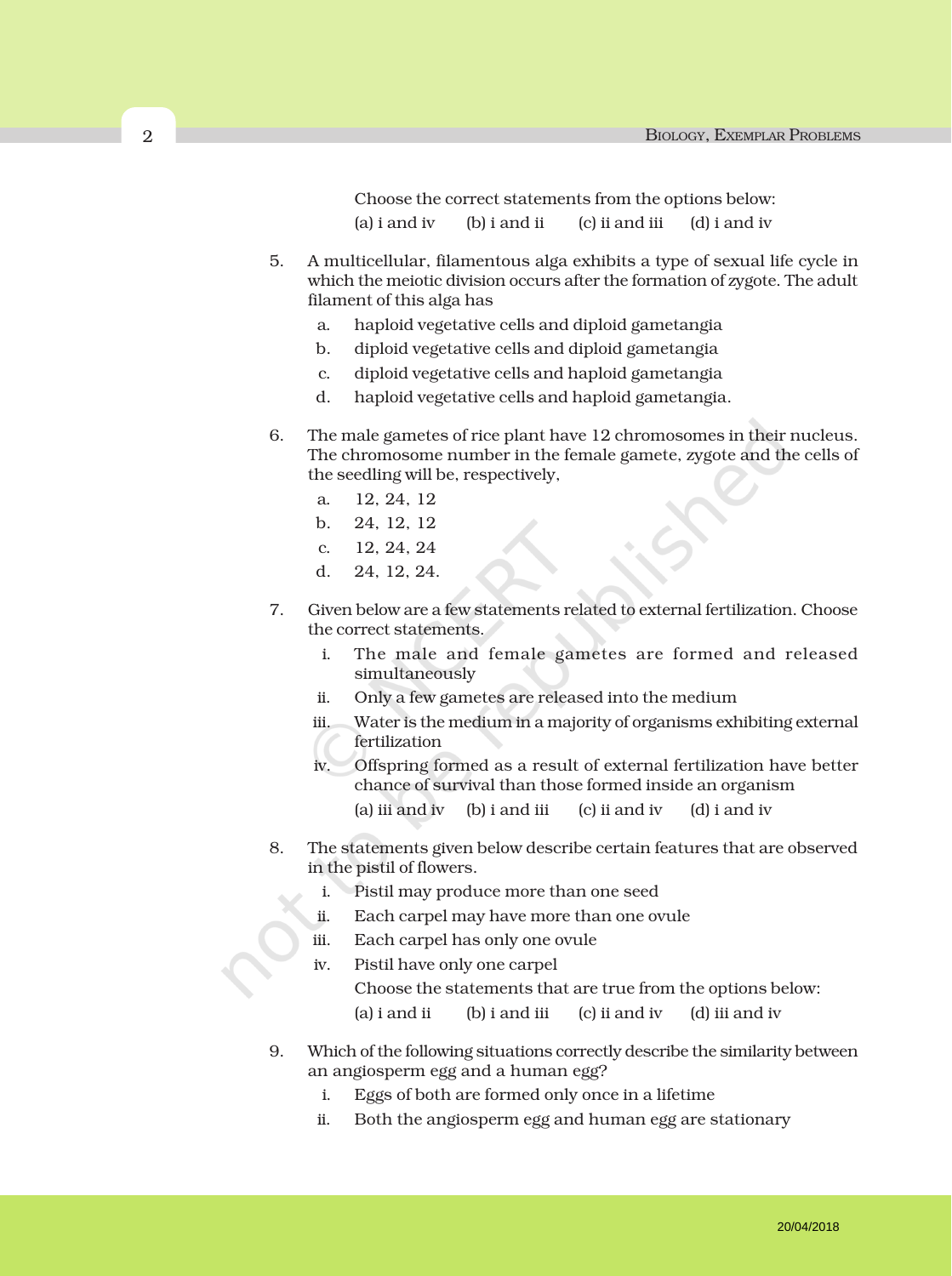Choose the correct statements from the options below:

(a) i and iv (b) i and ii (c) ii and iii (d) i and iv

5. A multicellular, filamentous alga exhibits a type of sexual life cycle in which the meiotic division occurs after the formation of zygote. The adult filament of this alga has

   a. haploid vegetative cells and diploid gametangia
   b. diploid vegetative cells and diploid gametangia
   c. diploid vegetative cells and haploid gametangia
   d. haploid vegetative cells and haploid gametangia.

6. The male gametes of rice plant have 12 chromosomes in their nucleus. The chromosome number in the female gamete, zygote and the cells of the seedling will be, respectively,

   a. 12, 24, 12
   b. 24, 12, 12
   c. 12, 24, 24
   d. 24, 12, 24.

7. Given below are a few statements related to external fertilization. Choose the correct statements.

   i. The male and female gametes are formed and released simultaneously
   ii. Only a few gametes are released into the medium
   iii. Water is the medium in a majority of organisms exhibiting external fertilization
   iv. Offspring formed as a result of external fertilization have better chance of survival than those formed inside an organism

   (a) iii and iv (b) i and iii (c) ii and iv (d) i and iv

8. The statements given below describe certain features that are observed in the pistil of flowers.

   i. Pistil may produce more than one seed
   ii. Each carpel may have more than one ovule
   iii. Each carpel has only one ovule
   iv. Pistil have only one carpel

   Choose the statements that are true from the options below:

   (a) i and ii (b) i and iii (c) ii and iv (d) iii and iv

9. Which of the following situations correctly describe the similarity between an angiosperm egg and a human egg?

   i. Eggs of both are formed only once in a lifetime
   ii. Both the angiosperm egg and human egg are stationary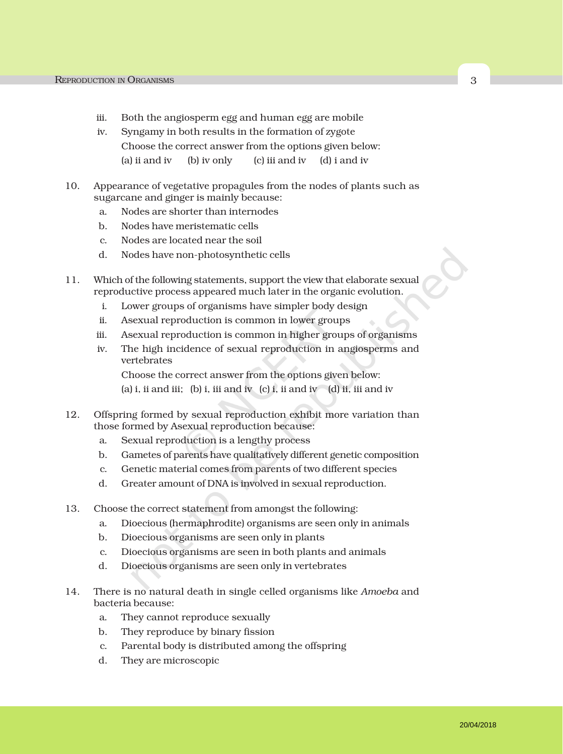iii. Both the angiosperm egg and human egg are mobile

iv. Syngamy in both results in the formation of zygote

Choose the correct answer from the options given below:

(a) ii and iv (b) iv only (c) iii and iv (d) i and iv

10. Appearance of vegetative propagules from the nodes of plants such as sugarcane and ginger is mainly because:

    a. Nodes are shorter than internodes
    b. Nodes have meristematic cells
    c. Nodes are located near the soil
    d. Nodes have non-photosynthetic cells

11. Which of the following statements, support the view that elaborate sexual reproductive process appeared much later in the organic evolution.

    i. Lower groups of organisms have simpler body design
    ii. Asexual reproduction is common in lower groups
    iii. Asexual reproduction is common in higher groups of organisms
    iv. The high incidence of sexual reproduction in angiosperms and vertebrates

    Choose the correct answer from the options given below:

    (a) i, ii and iii; (b) i, iii and iv (c) i, ii and iv (d) ii, iii and iv

12. Offspring formed by sexual reproduction exhibit more variation than those formed by Asexual reproduction because:

    a. Sexual reproduction is a lengthy process
    b. Gametes of parents have qualitatively different genetic composition
    c. Genetic material comes from parents of two different species
    d. Greater amount of DNA is involved in sexual reproduction.

13. Choose the correct statement from amongst the following:

    a. Dioecious (hermaphrodite) organisms are seen only in animals
    b. Dioecious organisms are seen only in plants
    c. Dioecious organisms are seen in both plants and animals
    d. Dioecious organisms are seen only in vertebrates

14. There is no natural death in single celled organisms like *Amoeba* and bacteria because:

    a. They cannot reproduce sexually
    b. They reproduce by binary fission
    c. Parental body is distributed among the offspring
    d. They are microscopic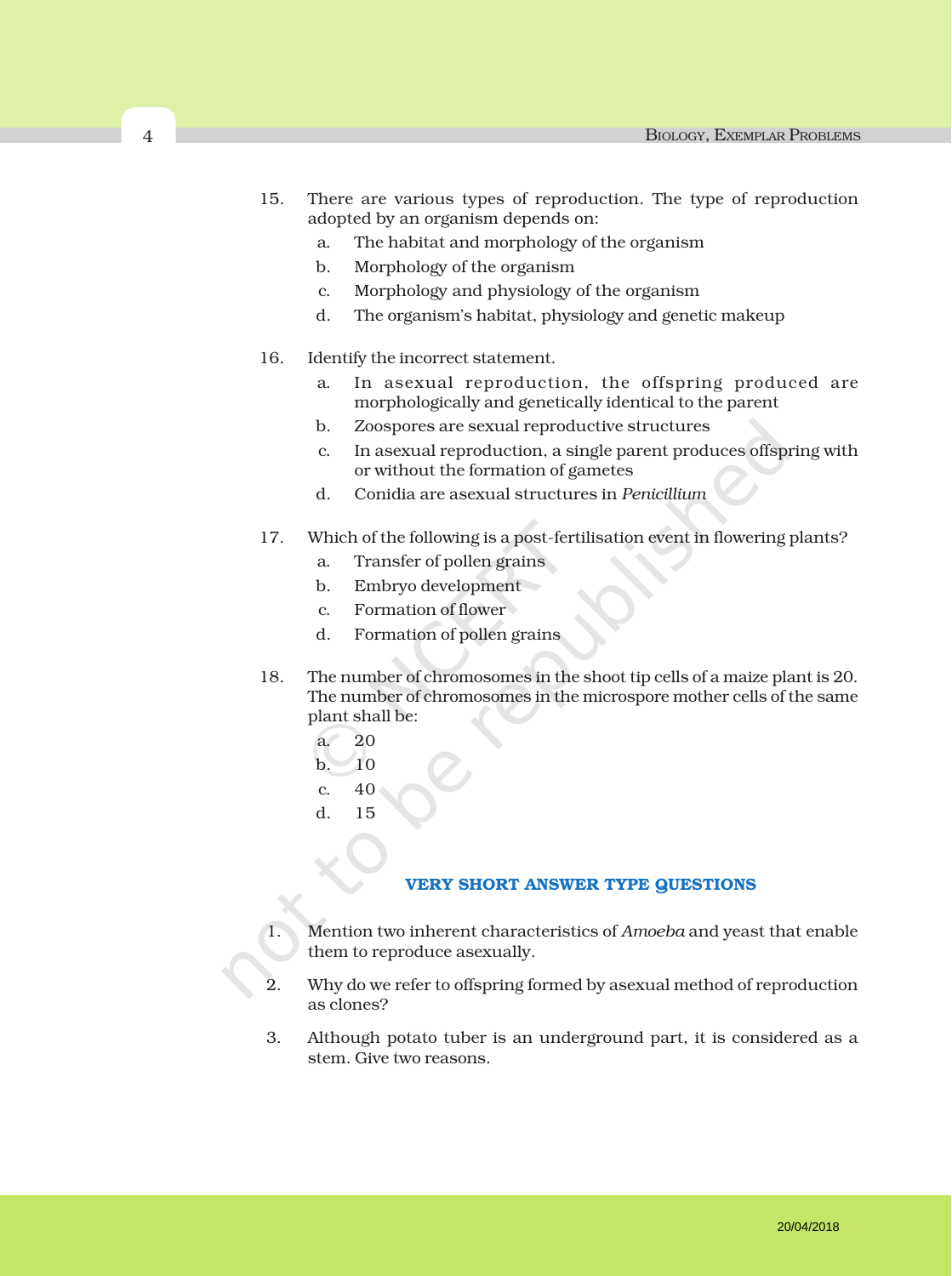15. There are various types of reproduction. The type of reproduction adopted by an organism depends on:
    a. The habitat and morphology of the organism
    b. Morphology of the organism
    c. Morphology and physiology of the organism
    d. The organism's habitat, physiology and genetic makeup

16. Identify the incorrect statement.
    a. In asexual reproduction, the offspring produced are morphologically and genetically identical to the parent
    b. Zoospores are sexual reproductive structures
    c. In asexual reproduction, a single parent produces offspring with or without the formation of gametes
    d. Conidia are asexual structures in *Penicillium*

17. Which of the following is a post-fertilisation event in flowering plants?
    a. Transfer of pollen grains
    b. Embryo development
    c. Formation of flower
    d. Formation of pollen grains

18. The number of chromosomes in the shoot tip cells of a maize plant is 20. The number of chromosomes in the microspore mother cells of the same plant shall be:
    a. 20
    b. 10
    c. 40
    d. 15

### VERY SHORT ANSWER TYPE QUESTIONS

1. Mention two inherent characteristics of *Amoeba* and yeast that enable them to reproduce asexually.
2. Why do we refer to offspring formed by asexual method of reproduction as clones?
3. Although potato tuber is an underground part, it is considered as a stem. Give two reasons.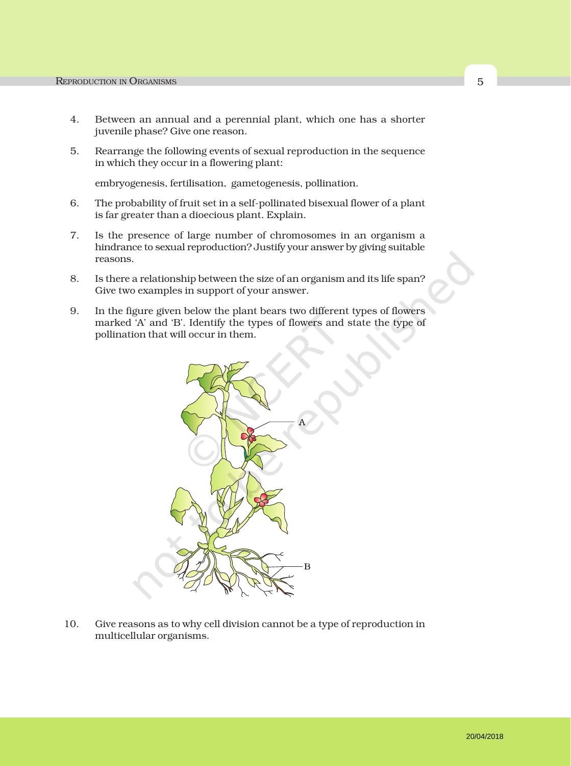4. Between an annual and a perennial plant, which one has a shorter juvenile phase? Give one reason.

5. Rearrange the following events of sexual reproduction in the sequence in which they occur in a flowering plant:

   embryogenesis, fertilisation, gametogenesis, pollination.

6. The probability of fruit set in a self-pollinated bisexual flower of a plant is far greater than a dioecious plant. Explain.

7. Is the presence of large number of chromosomes in an organism a hindrance to sexual reproduction? Justify your answer by giving suitable reasons.

8. Is there a relationship between the size of an organism and its life span? Give two examples in support of your answer.

9. In the figure given below the plant bears two different types of flowers marked 'A' and 'B'. Identify the types of flowers and state the type of pollination that will occur in them.

10. Give reasons as to why cell division cannot be a type of reproduction in multicellular organisms.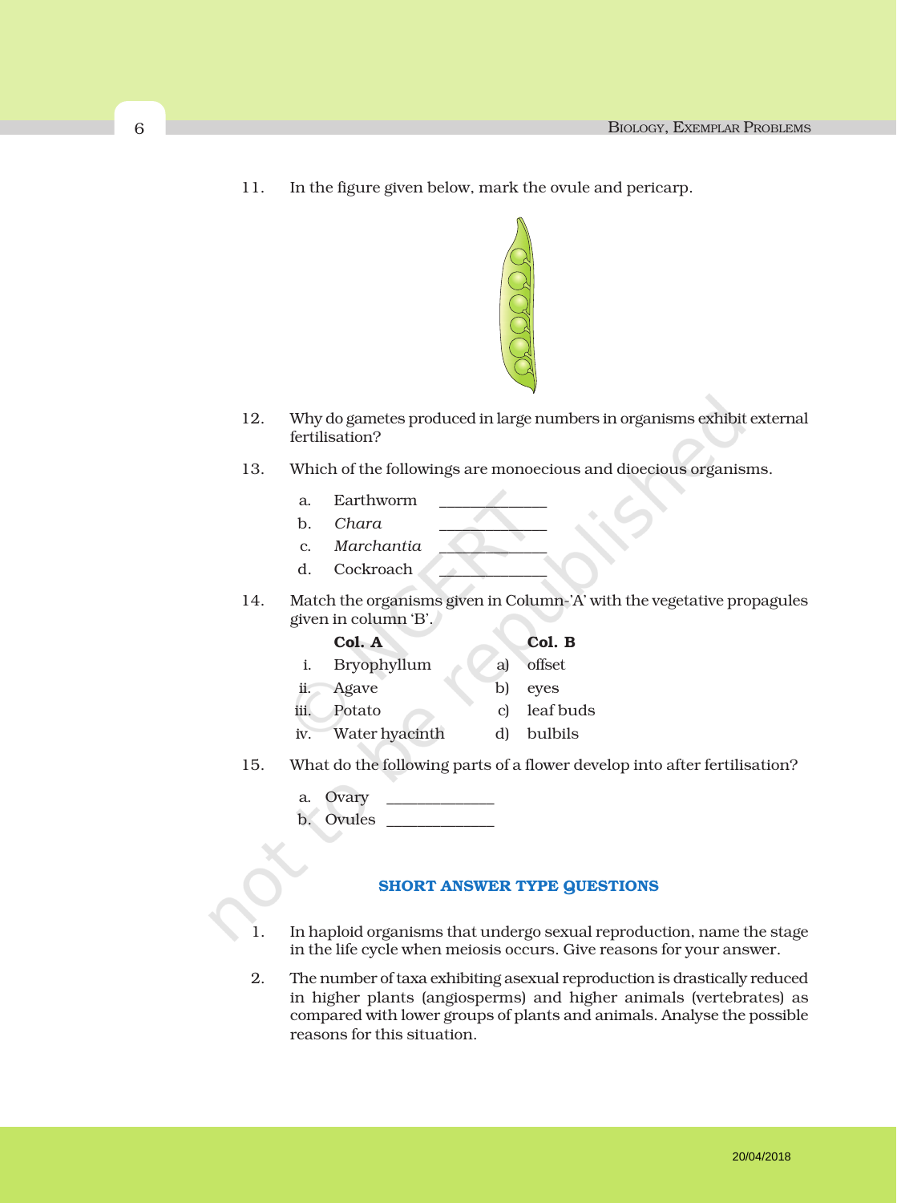11. In the figure given below, mark the ovule and pericarp.

12. Why do gametes produced in large numbers in organisms exhibit external fertilisation?

13. Which of the followings are monoecious and dioecious organisms.

    a. Earthworm \_\_\_\_\_\_\_\_\_\_\_\_\_
    
    b. *Chara* \_\_\_\_\_\_\_\_\_\_\_\_\_
    
    c. *Marchantia* \_\_\_\_\_\_\_\_\_\_\_\_\_
    
    d. Cockroach \_\_\_\_\_\_\_\_\_\_\_\_\_

14. Match the organisms given in Column-'A' with the vegetative propagules given in column 'B'.

| | Col. A | | Col. B |
|---|---|---|---|
| i. | Bryophyllum | a) | offset |
| ii. | Agave | b) | eyes |
| iii. | Potato | c) | leaf buds |
| iv. | Water hyacinth | d) | bulbils |

15. What do the following parts of a flower develop into after fertilisation?

    a. Ovary \_\_\_\_\_\_\_\_\_\_\_\_\_
    
    b. Ovules \_\_\_\_\_\_\_\_\_\_\_\_\_

## SHORT ANSWER TYPE QUESTIONS

1. In haploid organisms that undergo sexual reproduction, name the stage in the life cycle when meiosis occurs. Give reasons for your answer.

2. The number of taxa exhibiting asexual reproduction is drastically reduced in higher plants (angiosperms) and higher animals (vertebrates) as compared with lower groups of plants and animals. Analyse the possible reasons for this situation.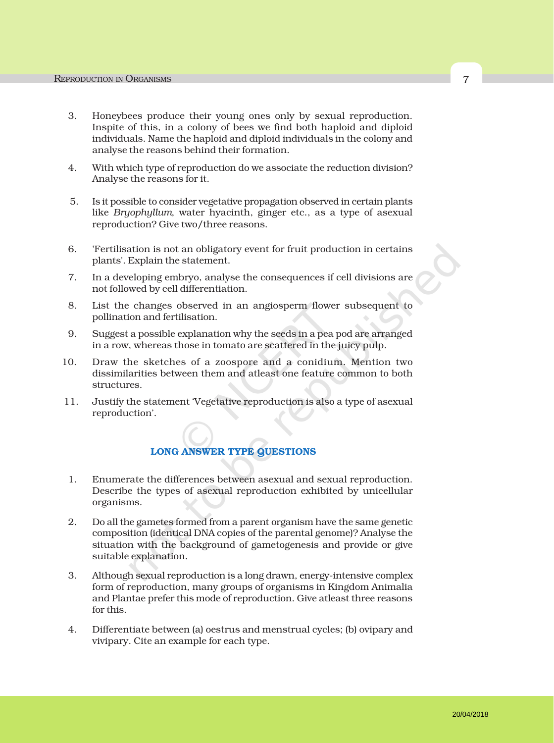3. Honeybees produce their young ones only by sexual reproduction. Inspite of this, in a colony of bees we find both haploid and diploid individuals. Name the haploid and diploid individuals in the colony and analyse the reasons behind their formation.

4. With which type of reproduction do we associate the reduction division? Analyse the reasons for it.

5. Is it possible to consider vegetative propagation observed in certain plants like *Bryophyllum*, water hyacinth, ginger etc., as a type of asexual reproduction? Give two/three reasons.

6. 'Fertilisation is not an obligatory event for fruit production in certains plants'. Explain the statement.

7. In a developing embryo, analyse the consequences if cell divisions are not followed by cell differentiation.

8. List the changes observed in an angiosperm flower subsequent to pollination and fertilisation.

9. Suggest a possible explanation why the seeds in a pea pod are arranged in a row, whereas those in tomato are scattered in the juicy pulp.

10. Draw the sketches of a zoospore and a conidium. Mention two dissimilarities between them and atleast one feature common to both structures.

11. Justify the statement 'Vegetative reproduction is also a type of asexual reproduction'.

## LONG ANSWER TYPE QUESTIONS

1. Enumerate the differences between asexual and sexual reproduction. Describe the types of asexual reproduction exhibited by unicellular organisms.

2. Do all the gametes formed from a parent organism have the same genetic composition (identical DNA copies of the parental genome)? Analyse the situation with the background of gametogenesis and provide or give suitable explanation.

3. Although sexual reproduction is a long drawn, energy-intensive complex form of reproduction, many groups of organisms in Kingdom Animalia and Plantae prefer this mode of reproduction. Give atleast three reasons for this.

4. Differentiate between (a) oestrus and menstrual cycles; (b) ovipary and vivipary. Cite an example for each type.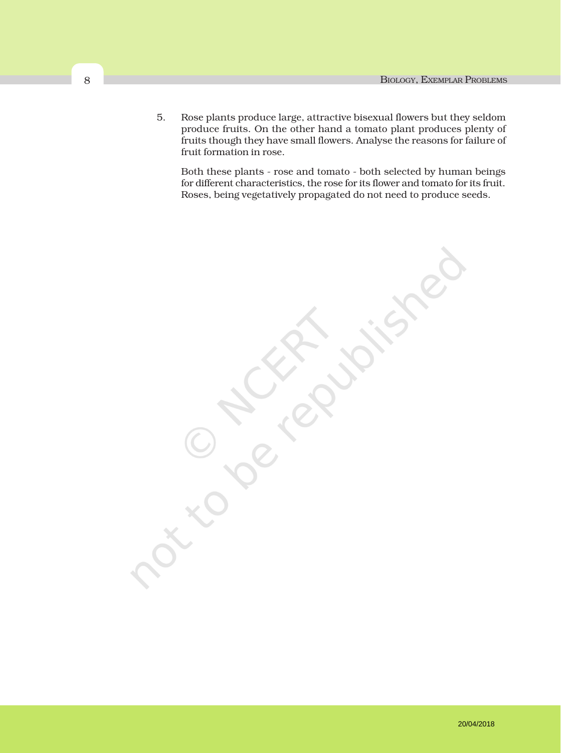5. Rose plants produce large, attractive bisexual flowers but they seldom produce fruits. On the other hand a tomato plant produces plenty of fruits though they have small flowers. Analyse the reasons for failure of fruit formation in rose.

   Both these plants - rose and tomato - both selected by human beings for different characteristics, the rose for its flower and tomato for its fruit. Roses, being vegetatively propagated do not need to produce seeds.